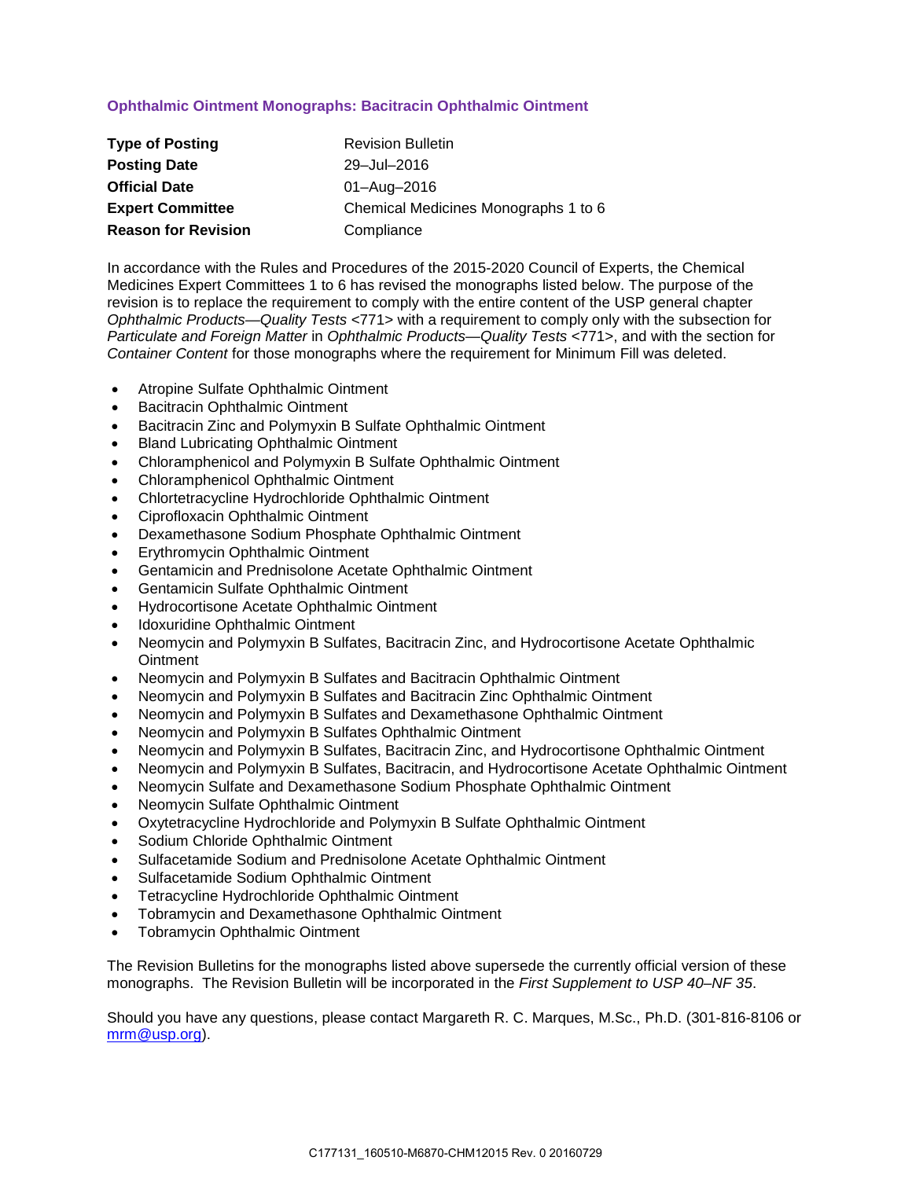## Ophthalmic Ointment Monographs: Bacitracin Ophthalmic Ointment

| | |
|---|---|
| **Type of Posting** | Revision Bulletin |
| **Posting Date** | 29–Jul–2016 |
| **Official Date** | 01–Aug–2016 |
| **Expert Committee** | Chemical Medicines Monographs 1 to 6 |
| **Reason for Revision** | Compliance |

In accordance with the Rules and Procedures of the 2015-2020 Council of Experts, the Chemical Medicines Expert Committees 1 to 6 has revised the monographs listed below. The purpose of the revision is to replace the requirement to comply with the entire content of the USP general chapter *Ophthalmic Products—Quality Tests* <771> with a requirement to comply only with the subsection for *Particulate and Foreign Matter* in *Ophthalmic Products—Quality Tests* <771>, and with the section for *Container Content* for those monographs where the requirement for Minimum Fill was deleted.

- Atropine Sulfate Ophthalmic Ointment
- Bacitracin Ophthalmic Ointment
- Bacitracin Zinc and Polymyxin B Sulfate Ophthalmic Ointment
- Bland Lubricating Ophthalmic Ointment
- Chloramphenicol and Polymyxin B Sulfate Ophthalmic Ointment
- Chloramphenicol Ophthalmic Ointment
- Chlortetracycline Hydrochloride Ophthalmic Ointment
- Ciprofloxacin Ophthalmic Ointment
- Dexamethasone Sodium Phosphate Ophthalmic Ointment
- Erythromycin Ophthalmic Ointment
- Gentamicin and Prednisolone Acetate Ophthalmic Ointment
- Gentamicin Sulfate Ophthalmic Ointment
- Hydrocortisone Acetate Ophthalmic Ointment
- Idoxuridine Ophthalmic Ointment
- Neomycin and Polymyxin B Sulfates, Bacitracin Zinc, and Hydrocortisone Acetate Ophthalmic Ointment
- Neomycin and Polymyxin B Sulfates and Bacitracin Ophthalmic Ointment
- Neomycin and Polymyxin B Sulfates and Bacitracin Zinc Ophthalmic Ointment
- Neomycin and Polymyxin B Sulfates and Dexamethasone Ophthalmic Ointment
- Neomycin and Polymyxin B Sulfates Ophthalmic Ointment
- Neomycin and Polymyxin B Sulfates, Bacitracin Zinc, and Hydrocortisone Ophthalmic Ointment
- Neomycin and Polymyxin B Sulfates, Bacitracin, and Hydrocortisone Acetate Ophthalmic Ointment
- Neomycin Sulfate and Dexamethasone Sodium Phosphate Ophthalmic Ointment
- Neomycin Sulfate Ophthalmic Ointment
- Oxytetracycline Hydrochloride and Polymyxin B Sulfate Ophthalmic Ointment
- Sodium Chloride Ophthalmic Ointment
- Sulfacetamide Sodium and Prednisolone Acetate Ophthalmic Ointment
- Sulfacetamide Sodium Ophthalmic Ointment
- Tetracycline Hydrochloride Ophthalmic Ointment
- Tobramycin and Dexamethasone Ophthalmic Ointment
- Tobramycin Ophthalmic Ointment

The Revision Bulletins for the monographs listed above supersede the currently official version of these monographs. The Revision Bulletin will be incorporated in the *First Supplement to USP 40–NF 35*.

Should you have any questions, please contact Margareth R. C. Marques, M.Sc., Ph.D. (301-816-8106 or mrm@usp.org).

C177131_160510-M6870-CHM12015 Rev. 0 20160729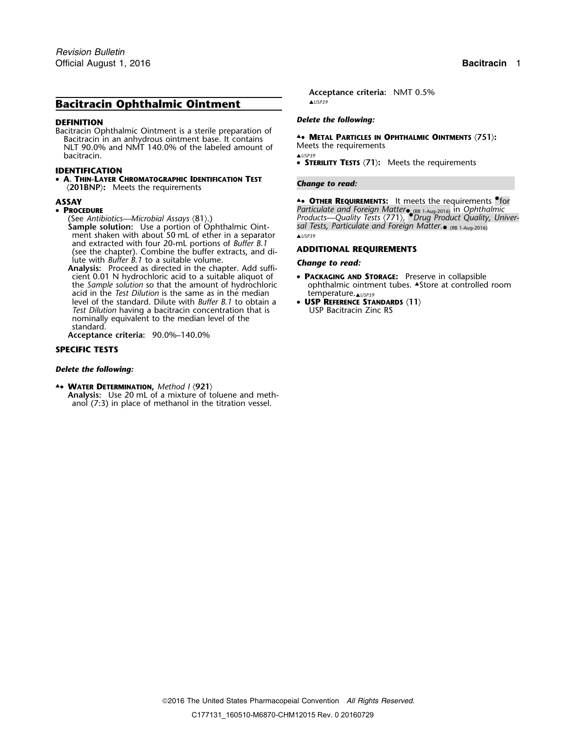## Bacitracin Ophthalmic Ointment

### DEFINITION

Bacitracin Ophthalmic Ointment is a sterile preparation of Bacitracin in an anhydrous ointment base. It contains NLT 90.0% and NMT 140.0% of the labeled amount of bacitracin.

### IDENTIFICATION

- **A. Thin-Layer Chromatographic Identification Test ⟨201BNP⟩:** Meets the requirements

### ASSAY

- **Procedure**
  (See *Antibiotics—Microbial Assays* ⟨81⟩.)
  **Sample solution:** Use a portion of Ophthalmic Ointment shaken with about 50 mL of ether in a separator and extracted with four 20-mL portions of *Buffer B.1* (see the chapter). Combine the buffer extracts, and dilute with *Buffer B.1* to a suitable volume.
  **Analysis:** Proceed as directed in the chapter. Add sufficient 0.01 N hydrochloric acid to a suitable aliquot of the *Sample solution* so that the amount of hydrochloric acid in the *Test Dilution* is the same as in the median level of the standard. Dilute with *Buffer B.1* to obtain a *Test Dilution* having a bacitracin concentration that is nominally equivalent to the median level of the standard.
  **Acceptance criteria:** 90.0%–140.0%

### SPECIFIC TESTS

*Delete the following:*

▲• **Water Determination,** *Method I* ⟨921⟩
  **Analysis:** Use 20 mL of a mixture of toluene and methanol (7:3) in place of methanol in the titration vessel.
  **Acceptance criteria:** NMT 0.5%
▲USP39

*Delete the following:*

▲• **Metal Particles in Ophthalmic Ointments ⟨751⟩:** Meets the requirements
▲USP39

- **Sterility Tests ⟨71⟩:** Meets the requirements

*Change to read:*

▲• **Other Requirements:** It meets the requirements •for *Particulate and Foreign Matter*• (RB 1-Aug-2016) in *Ophthalmic Products—Quality Tests* ⟨771⟩, •*Drug Product Quality, Universal Tests, Particulate and Foreign Matter*.• (RB 1-Aug-2016)
▲USP39

### ADDITIONAL REQUIREMENTS

*Change to read:*

- **Packaging and Storage:** Preserve in collapsible ophthalmic ointment tubes. ▲Store at controlled room temperature.▲USP39
- **USP Reference Standards ⟨11⟩**
  USP Bacitracin Zinc RS